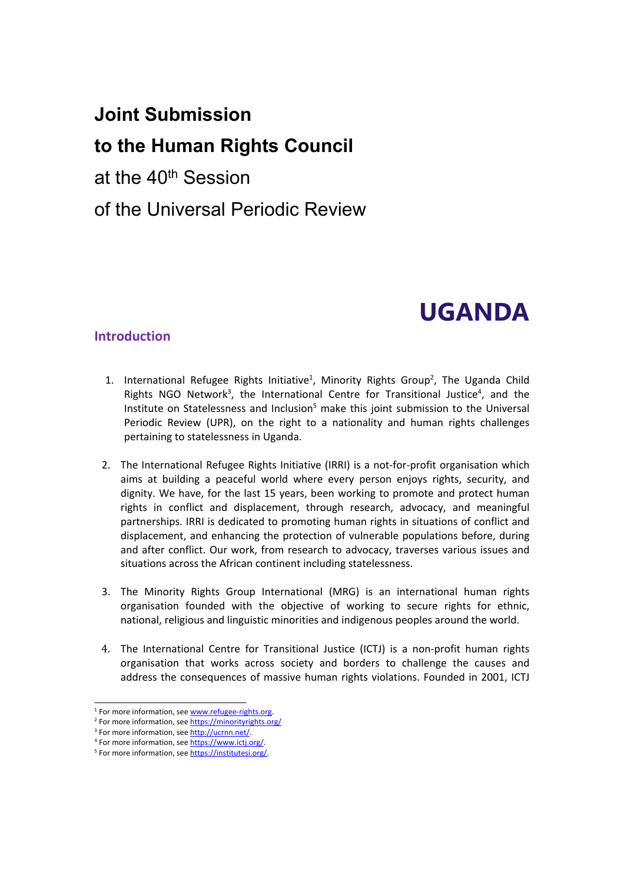# Joint Submission

# to the Human Rights Council

at the 40th Session

of the Universal Periodic Review

# UGANDA

## Introduction

1. International Refugee Rights Initiative[1], Minority Rights Group[2], The Uganda Child Rights NGO Network[3], the International Centre for Transitional Justice[4], and the Institute on Statelessness and Inclusion[5] make this joint submission to the Universal Periodic Review (UPR), on the right to a nationality and human rights challenges pertaining to statelessness in Uganda.

2. The International Refugee Rights Initiative (IRRI) is a not-for-profit organisation which aims at building a peaceful world where every person enjoys rights, security, and dignity. We have, for the last 15 years, been working to promote and protect human rights in conflict and displacement, through research, advocacy, and meaningful partnerships. IRRI is dedicated to promoting human rights in situations of conflict and displacement, and enhancing the protection of vulnerable populations before, during and after conflict. Our work, from research to advocacy, traverses various issues and situations across the African continent including statelessness.

3. The Minority Rights Group International (MRG) is an international human rights organisation founded with the objective of working to secure rights for ethnic, national, religious and linguistic minorities and indigenous peoples around the world.

4. The International Centre for Transitional Justice (ICTJ) is a non-profit human rights organisation that works across society and borders to challenge the causes and address the consequences of massive human rights violations. Founded in 2001, ICTJ

---

[1] For more information, see www.refugee-rights.org.

[2] For more information, see https://minorityrights.org/

[3] For more information, see http://ucrnn.net/.

[4] For more information, see https://www.ictj.org/.

[5] For more information, see https://institutesi.org/.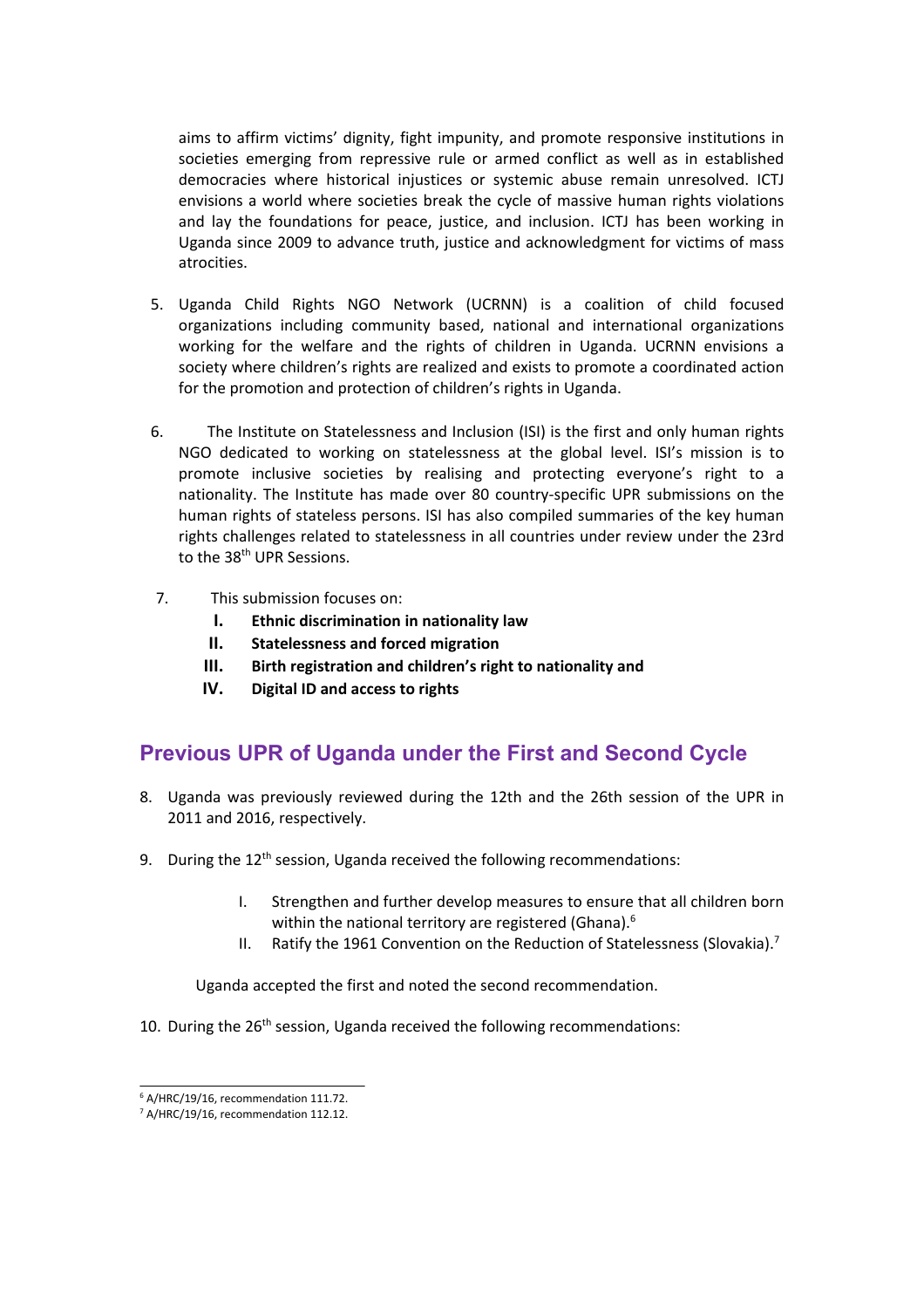aims to affirm victims' dignity, fight impunity, and promote responsive institutions in societies emerging from repressive rule or armed conflict as well as in established democracies where historical injustices or systemic abuse remain unresolved. ICTJ envisions a world where societies break the cycle of massive human rights violations and lay the foundations for peace, justice, and inclusion. ICTJ has been working in Uganda since 2009 to advance truth, justice and acknowledgment for victims of mass atrocities.

5. Uganda Child Rights NGO Network (UCRNN) is a coalition of child focused organizations including community based, national and international organizations working for the welfare and the rights of children in Uganda. UCRNN envisions a society where children's rights are realized and exists to promote a coordinated action for the promotion and protection of children's rights in Uganda.

6. The Institute on Statelessness and Inclusion (ISI) is the first and only human rights NGO dedicated to working on statelessness at the global level. ISI's mission is to promote inclusive societies by realising and protecting everyone's right to a nationality. The Institute has made over 80 country-specific UPR submissions on the human rights of stateless persons. ISI has also compiled summaries of the key human rights challenges related to statelessness in all countries under review under the 23rd to the 38th UPR Sessions.

7. This submission focuses on:
    - **I. Ethnic discrimination in nationality law**
    - **II. Statelessness and forced migration**
    - **III. Birth registration and children's right to nationality and**
    - **IV. Digital ID and access to rights**

## Previous UPR of Uganda under the First and Second Cycle

8. Uganda was previously reviewed during the 12th and the 26th session of the UPR in 2011 and 2016, respectively.

9. During the 12th session, Uganda received the following recommendations:

    I. Strengthen and further develop measures to ensure that all children born within the national territory are registered (Ghana).[6]

    II. Ratify the 1961 Convention on the Reduction of Statelessness (Slovakia).[7]

    Uganda accepted the first and noted the second recommendation.

10. During the 26th session, Uganda received the following recommendations:

[6] A/HRC/19/16, recommendation 111.72.

[7] A/HRC/19/16, recommendation 112.12.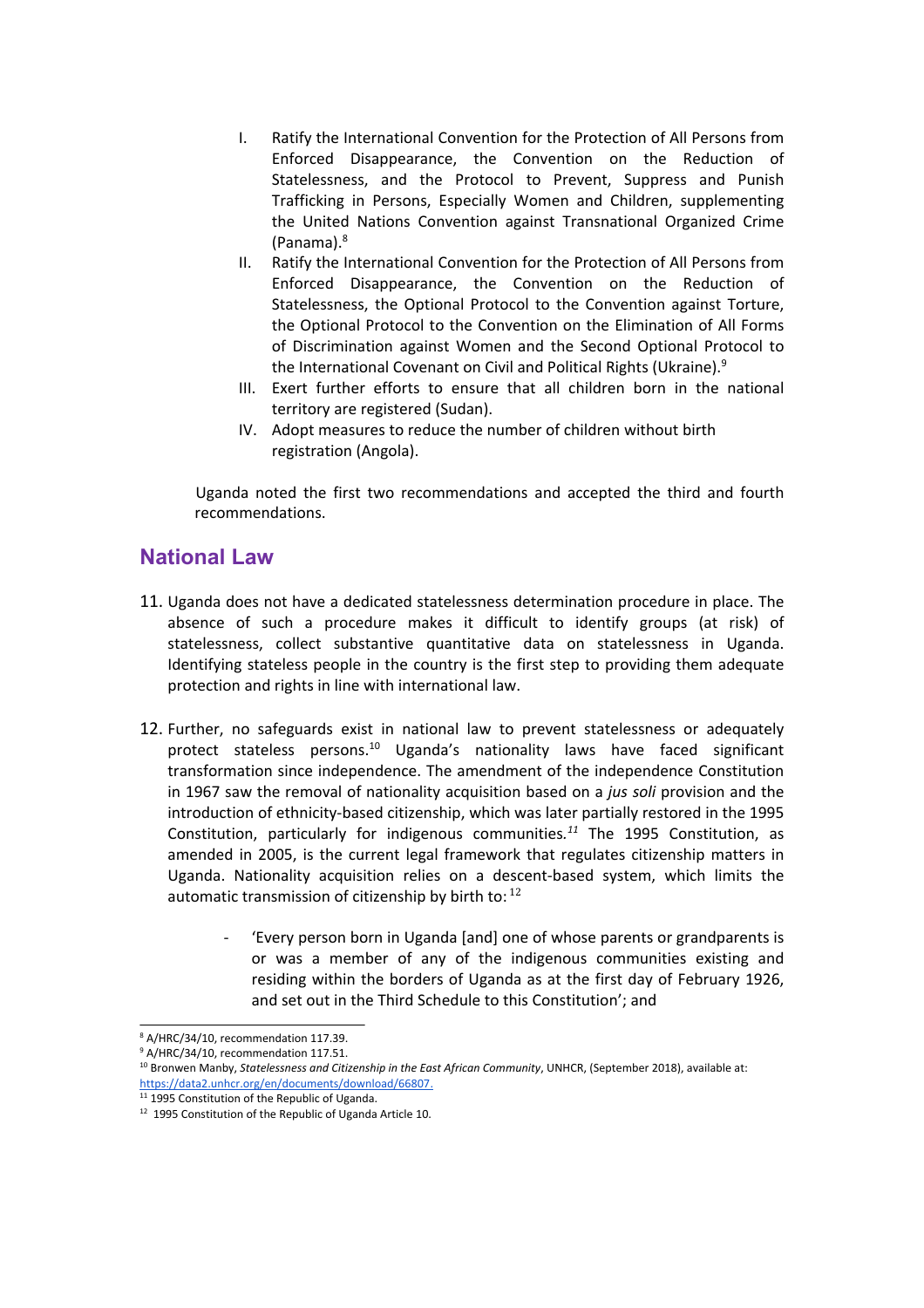I. Ratify the International Convention for the Protection of All Persons from Enforced Disappearance, the Convention on the Reduction of Statelessness, and the Protocol to Prevent, Suppress and Punish Trafficking in Persons, Especially Women and Children, supplementing the United Nations Convention against Transnational Organized Crime (Panama).[8]
II. Ratify the International Convention for the Protection of All Persons from Enforced Disappearance, the Convention on the Reduction of Statelessness, the Optional Protocol to the Convention against Torture, the Optional Protocol to the Convention on the Elimination of All Forms of Discrimination against Women and the Second Optional Protocol to the International Covenant on Civil and Political Rights (Ukraine).[9]
III. Exert further efforts to ensure that all children born in the national territory are registered (Sudan).
IV. Adopt measures to reduce the number of children without birth registration (Angola).

Uganda noted the first two recommendations and accepted the third and fourth recommendations.

## National Law

11. Uganda does not have a dedicated statelessness determination procedure in place. The absence of such a procedure makes it difficult to identify groups (at risk) of statelessness, collect substantive quantitative data on statelessness in Uganda. Identifying stateless people in the country is the first step to providing them adequate protection and rights in line with international law.

12. Further, no safeguards exist in national law to prevent statelessness or adequately protect stateless persons.[10] Uganda's nationality laws have faced significant transformation since independence. The amendment of the independence Constitution in 1967 saw the removal of nationality acquisition based on a *jus soli* provision and the introduction of ethnicity-based citizenship, which was later partially restored in the 1995 Constitution, particularly for indigenous communities.[11] The 1995 Constitution, as amended in 2005, is the current legal framework that regulates citizenship matters in Uganda. Nationality acquisition relies on a descent-based system, which limits the automatic transmission of citizenship by birth to:[12]

- 'Every person born in Uganda [and] one of whose parents or grandparents is or was a member of any of the indigenous communities existing and residing within the borders of Uganda as at the first day of February 1926, and set out in the Third Schedule to this Constitution'; and

---

[8] A/HRC/34/10, recommendation 117.39.
[9] A/HRC/34/10, recommendation 117.51.
[10] Bronwen Manby, *Statelessness and Citizenship in the East African Community*, UNHCR, (September 2018), available at: https://data2.unhcr.org/en/documents/download/66807.
[11] 1995 Constitution of the Republic of Uganda.
[12] 1995 Constitution of the Republic of Uganda Article 10.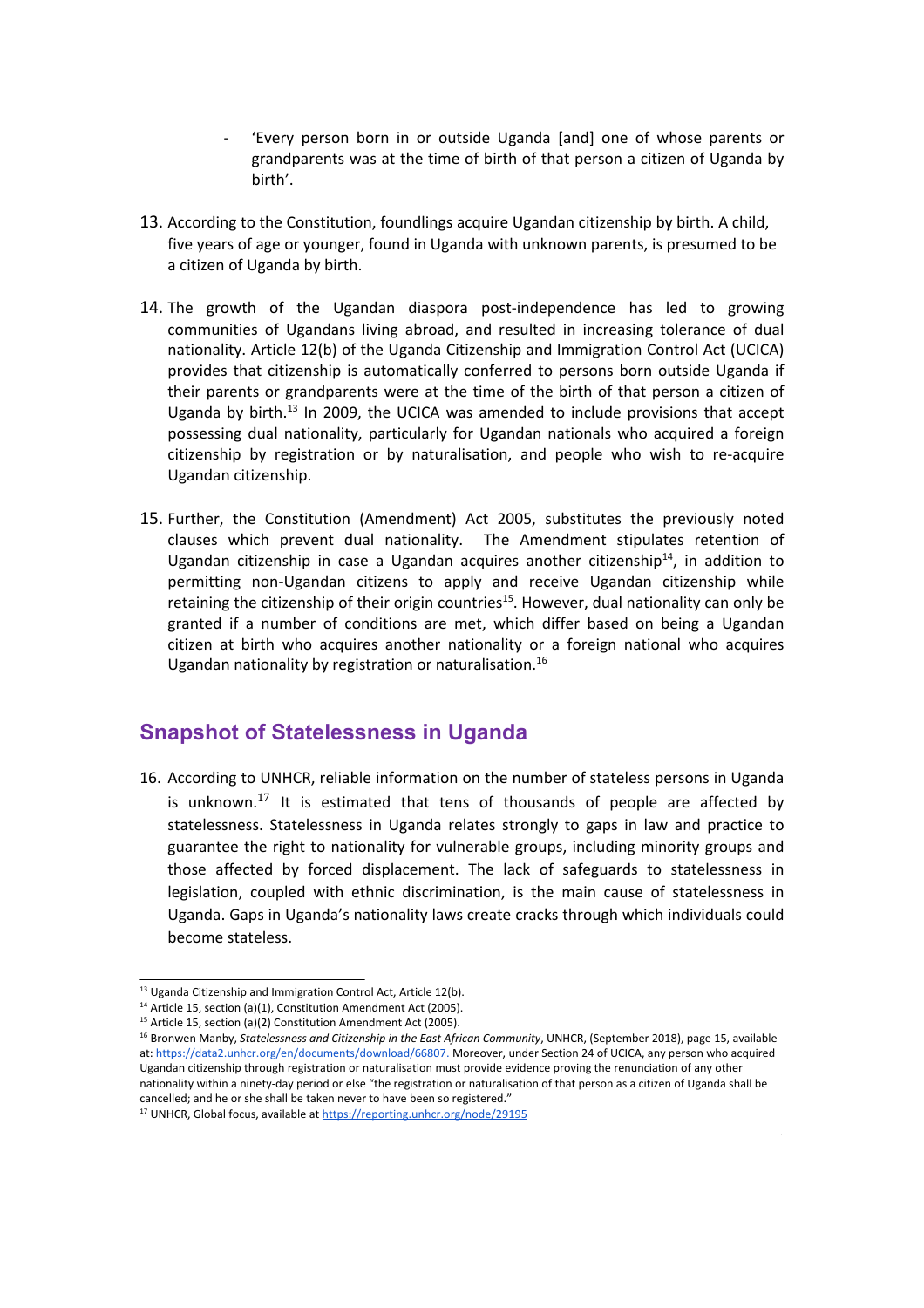- 'Every person born in or outside Uganda [and] one of whose parents or grandparents was at the time of birth of that person a citizen of Uganda by birth'.

13. According to the Constitution, foundlings acquire Ugandan citizenship by birth. A child, five years of age or younger, found in Uganda with unknown parents, is presumed to be a citizen of Uganda by birth.

14. The growth of the Ugandan diaspora post-independence has led to growing communities of Ugandans living abroad, and resulted in increasing tolerance of dual nationality. Article 12(b) of the Uganda Citizenship and Immigration Control Act (UCICA) provides that citizenship is automatically conferred to persons born outside Uganda if their parents or grandparents were at the time of the birth of that person a citizen of Uganda by birth.[13] In 2009, the UCICA was amended to include provisions that accept possessing dual nationality, particularly for Ugandan nationals who acquired a foreign citizenship by registration or by naturalisation, and people who wish to re-acquire Ugandan citizenship.

15. Further, the Constitution (Amendment) Act 2005, substitutes the previously noted clauses which prevent dual nationality. The Amendment stipulates retention of Ugandan citizenship in case a Ugandan acquires another citizenship[14], in addition to permitting non-Ugandan citizens to apply and receive Ugandan citizenship while retaining the citizenship of their origin countries[15]. However, dual nationality can only be granted if a number of conditions are met, which differ based on being a Ugandan citizen at birth who acquires another nationality or a foreign national who acquires Ugandan nationality by registration or naturalisation.[16]

## Snapshot of Statelessness in Uganda

16. According to UNHCR, reliable information on the number of stateless persons in Uganda is unknown.[17] It is estimated that tens of thousands of people are affected by statelessness. Statelessness in Uganda relates strongly to gaps in law and practice to guarantee the right to nationality for vulnerable groups, including minority groups and those affected by forced displacement. The lack of safeguards to statelessness in legislation, coupled with ethnic discrimination, is the main cause of statelessness in Uganda. Gaps in Uganda's nationality laws create cracks through which individuals could become stateless.

---

[13] Uganda Citizenship and Immigration Control Act, Article 12(b).

[14] Article 15, section (a)(1), Constitution Amendment Act (2005).

[15] Article 15, section (a)(2) Constitution Amendment Act (2005).

[16] Bronwen Manby, *Statelessness and Citizenship in the East African Community*, UNHCR, (September 2018), page 15, available at: https://data2.unhcr.org/en/documents/download/66807. Moreover, under Section 24 of UCICA, any person who acquired Ugandan citizenship through registration or naturalisation must provide evidence proving the renunciation of any other nationality within a ninety-day period or else "the registration or naturalisation of that person as a citizen of Uganda shall be cancelled; and he or she shall be taken never to have been so registered."

[17] UNHCR, Global focus, available at https://reporting.unhcr.org/node/29195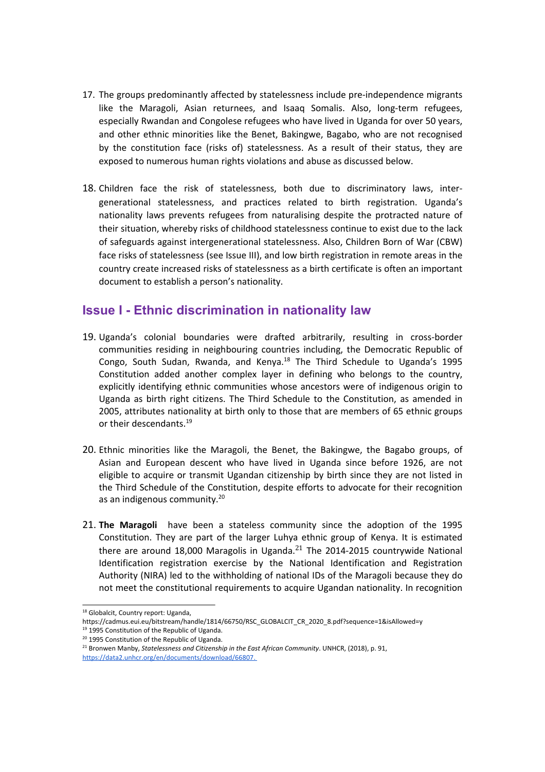17. The groups predominantly affected by statelessness include pre-independence migrants like the Maragoli, Asian returnees, and Isaaq Somalis. Also, long-term refugees, especially Rwandan and Congolese refugees who have lived in Uganda for over 50 years, and other ethnic minorities like the Benet, Bakingwe, Bagabo, who are not recognised by the constitution face (risks of) statelessness. As a result of their status, they are exposed to numerous human rights violations and abuse as discussed below.

18. Children face the risk of statelessness, both due to discriminatory laws, inter-generational statelessness, and practices related to birth registration. Uganda's nationality laws prevents refugees from naturalising despite the protracted nature of their situation, whereby risks of childhood statelessness continue to exist due to the lack of safeguards against intergenerational statelessness. Also, Children Born of War (CBW) face risks of statelessness (see Issue III), and low birth registration in remote areas in the country create increased risks of statelessness as a birth certificate is often an important document to establish a person's nationality.

## Issue I - Ethnic discrimination in nationality law

19. Uganda's colonial boundaries were drafted arbitrarily, resulting in cross-border communities residing in neighbouring countries including, the Democratic Republic of Congo, South Sudan, Rwanda, and Kenya.[18] The Third Schedule to Uganda's 1995 Constitution added another complex layer in defining who belongs to the country, explicitly identifying ethnic communities whose ancestors were of indigenous origin to Uganda as birth right citizens. The Third Schedule to the Constitution, as amended in 2005, attributes nationality at birth only to those that are members of 65 ethnic groups or their descendants.[19]

20. Ethnic minorities like the Maragoli, the Benet, the Bakingwe, the Bagabo groups, of Asian and European descent who have lived in Uganda since before 1926, are not eligible to acquire or transmit Ugandan citizenship by birth since they are not listed in the Third Schedule of the Constitution, despite efforts to advocate for their recognition as an indigenous community.[20]

21. **The Maragoli** have been a stateless community since the adoption of the 1995 Constitution. They are part of the larger Luhya ethnic group of Kenya. It is estimated there are around 18,000 Maragolis in Uganda.[21] The 2014-2015 countrywide National Identification registration exercise by the National Identification and Registration Authority (NIRA) led to the withholding of national IDs of the Maragoli because they do not meet the constitutional requirements to acquire Ugandan nationality. In recognition

---

[18] Globalcit, Country report: Uganda, https://cadmus.eui.eu/bitstream/handle/1814/66750/RSC_GLOBALCIT_CR_2020_8.pdf?sequence=1&isAllowed=y

[19] 1995 Constitution of the Republic of Uganda.

[20] 1995 Constitution of the Republic of Uganda.

[21] Bronwen Manby, *Statelessness and Citizenship in the East African Community*. UNHCR, (2018), p. 91, https://data2.unhcr.org/en/documents/download/66807.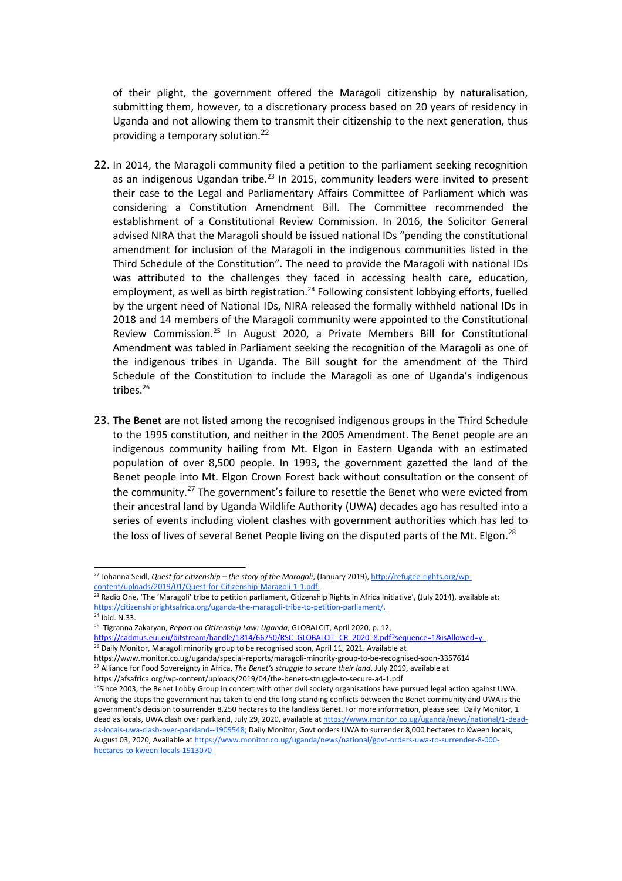of their plight, the government offered the Maragoli citizenship by naturalisation, submitting them, however, to a discretionary process based on 20 years of residency in Uganda and not allowing them to transmit their citizenship to the next generation, thus providing a temporary solution.[22]

22. In 2014, the Maragoli community filed a petition to the parliament seeking recognition as an indigenous Ugandan tribe.[23] In 2015, community leaders were invited to present their case to the Legal and Parliamentary Affairs Committee of Parliament which was considering a Constitution Amendment Bill. The Committee recommended the establishment of a Constitutional Review Commission. In 2016, the Solicitor General advised NIRA that the Maragoli should be issued national IDs "pending the constitutional amendment for inclusion of the Maragoli in the indigenous communities listed in the Third Schedule of the Constitution". The need to provide the Maragoli with national IDs was attributed to the challenges they faced in accessing health care, education, employment, as well as birth registration.[24] Following consistent lobbying efforts, fuelled by the urgent need of National IDs, NIRA released the formally withheld national IDs in 2018 and 14 members of the Maragoli community were appointed to the Constitutional Review Commission.[25] In August 2020, a Private Members Bill for Constitutional Amendment was tabled in Parliament seeking the recognition of the Maragoli as one of the indigenous tribes in Uganda. The Bill sought for the amendment of the Third Schedule of the Constitution to include the Maragoli as one of Uganda's indigenous tribes.[26]

23. **The Benet** are not listed among the recognised indigenous groups in the Third Schedule to the 1995 constitution, and neither in the 2005 Amendment. The Benet people are an indigenous community hailing from Mt. Elgon in Eastern Uganda with an estimated population of over 8,500 people. In 1993, the government gazetted the land of the Benet people into Mt. Elgon Crown Forest back without consultation or the consent of the community.[27] The government's failure to resettle the Benet who were evicted from their ancestral land by Uganda Wildlife Authority (UWA) decades ago has resulted into a series of events including violent clashes with government authorities which has led to the loss of lives of several Benet People living on the disputed parts of the Mt. Elgon.[28]

---

[22] Johanna Seidl, *Quest for citizenship – the story of the Maragoli*, (January 2019), http://refugee-rights.org/wp-content/uploads/2019/01/Quest-for-Citizenship-Maragoli-1-1.pdf.

[23] Radio One, 'The 'Maragoli' tribe to petition parliament, Citizenship Rights in Africa Initiative', (July 2014), available at: https://citizenshiprightsafrica.org/uganda-the-maragoli-tribe-to-petition-parliament/.

[24] Ibid. N.33.

[25] Tigranna Zakaryan, *Report on Citizenship Law: Uganda*, GLOBALCIT, April 2020, p. 12, https://cadmus.eui.eu/bitstream/handle/1814/66750/RSC_GLOBALCIT_CR_2020_8.pdf?sequence=1&isAllowed=y.

[26] Daily Monitor, Maragoli minority group to be recognised soon, April 11, 2021. Available at https://www.monitor.co.ug/uganda/special-reports/maragoli-minority-group-to-be-recognised-soon-3357614

[27] Alliance for Food Sovereignty in Africa, *The Benet's struggle to secure their land*, July 2019, available at https://afsafrica.org/wp-content/uploads/2019/04/the-benets-struggle-to-secure-a4-1.pdf

[28] Since 2003, the Benet Lobby Group in concert with other civil society organisations have pursued legal action against UWA. Among the steps the government has taken to end the long-standing conflicts between the Benet community and UWA is the government's decision to surrender 8,250 hectares to the landless Benet. For more information, please see: Daily Monitor, 1 dead as locals, UWA clash over parkland, July 29, 2020, available at https://www.monitor.co.ug/uganda/news/national/1-dead-as-locals-uwa-clash-over-parkland--1909548; Daily Monitor, Govt orders UWA to surrender 8,000 hectares to Kween locals, August 03, 2020, Available at https://www.monitor.co.ug/uganda/news/national/govt-orders-uwa-to-surrender-8-000-hectares-to-kween-locals-1913070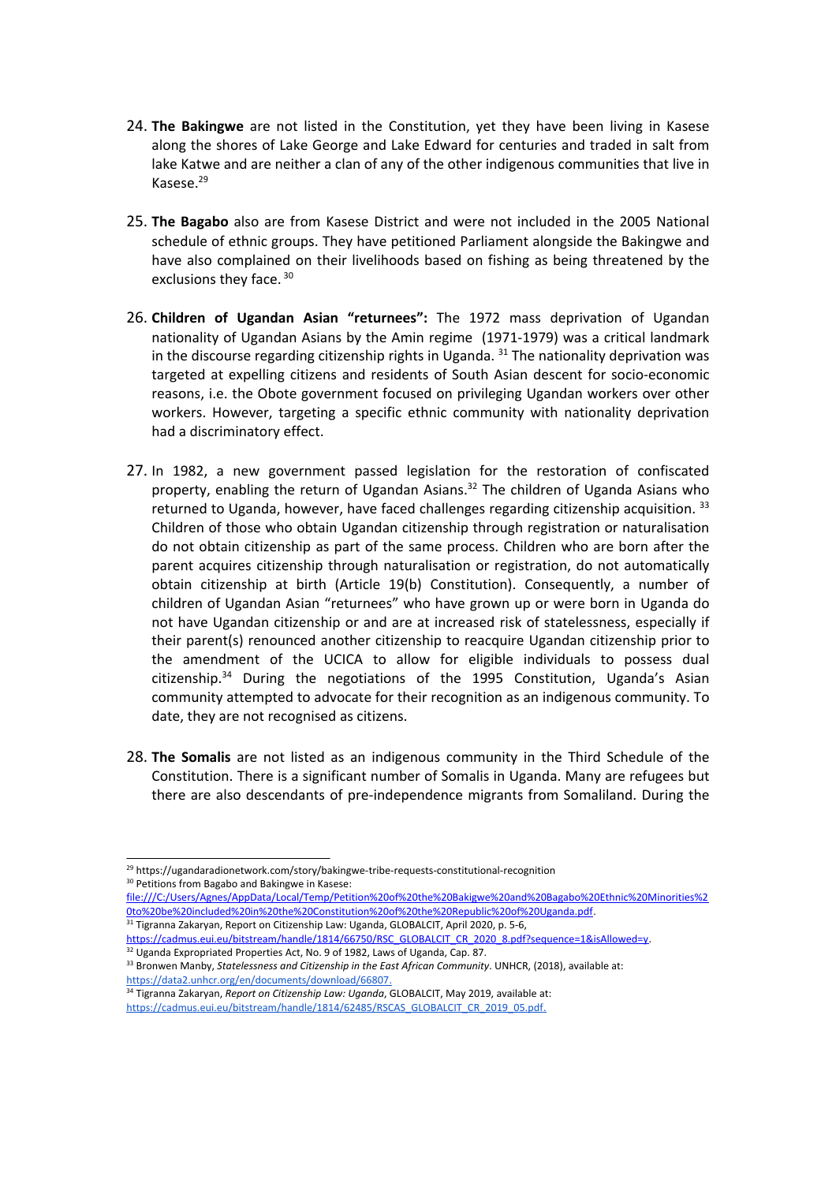24. **The Bakingwe** are not listed in the Constitution, yet they have been living in Kasese along the shores of Lake George and Lake Edward for centuries and traded in salt from lake Katwe and are neither a clan of any of the other indigenous communities that live in Kasese.[29]

25. **The Bagabo** also are from Kasese District and were not included in the 2005 National schedule of ethnic groups. They have petitioned Parliament alongside the Bakingwe and have also complained on their livelihoods based on fishing as being threatened by the exclusions they face.[30]

26. **Children of Ugandan Asian "returnees":** The 1972 mass deprivation of Ugandan nationality of Ugandan Asians by the Amin regime (1971-1979) was a critical landmark in the discourse regarding citizenship rights in Uganda.[31] The nationality deprivation was targeted at expelling citizens and residents of South Asian descent for socio-economic reasons, i.e. the Obote government focused on privileging Ugandan workers over other workers. However, targeting a specific ethnic community with nationality deprivation had a discriminatory effect.

27. In 1982, a new government passed legislation for the restoration of confiscated property, enabling the return of Ugandan Asians.[32] The children of Uganda Asians who returned to Uganda, however, have faced challenges regarding citizenship acquisition.[33] Children of those who obtain Ugandan citizenship through registration or naturalisation do not obtain citizenship as part of the same process. Children who are born after the parent acquires citizenship through naturalisation or registration, do not automatically obtain citizenship at birth (Article 19(b) Constitution). Consequently, a number of children of Ugandan Asian "returnees" who have grown up or were born in Uganda do not have Ugandan citizenship or and are at increased risk of statelessness, especially if their parent(s) renounced another citizenship to reacquire Ugandan citizenship prior to the amendment of the UCICA to allow for eligible individuals to possess dual citizenship.[34] During the negotiations of the 1995 Constitution, Uganda's Asian community attempted to advocate for their recognition as an indigenous community. To date, they are not recognised as citizens.

28. **The Somalis** are not listed as an indigenous community in the Third Schedule of the Constitution. There is a significant number of Somalis in Uganda. Many are refugees but there are also descendants of pre-independence migrants from Somaliland. During the

---

[29] https://ugandaradionetwork.com/story/bakingwe-tribe-requests-constitutional-recognition

[30] Petitions from Bagabo and Bakingwe in Kasese: file:///C:/Users/Agnes/AppData/Local/Temp/Petition%20of%20the%20Bakigwe%20and%20Bagabo%20Ethnic%20Minorities%20to%20be%20included%20in%20the%20Constitution%20of%20the%20Republic%20of%20Uganda.pdf.

[31] Tigranna Zakaryan, Report on Citizenship Law: Uganda, GLOBALCIT, April 2020, p. 5-6, https://cadmus.eui.eu/bitstream/handle/1814/66750/RSC_GLOBALCIT_CR_2020_8.pdf?sequence=1&isAllowed=y.

[32] Uganda Expropriated Properties Act, No. 9 of 1982, Laws of Uganda, Cap. 87.

[33] Bronwen Manby, *Statelessness and Citizenship in the East African Community*. UNHCR, (2018), available at: https://data2.unhcr.org/en/documents/download/66807.

[34] Tigranna Zakaryan, *Report on Citizenship Law: Uganda*, GLOBALCIT, May 2019, available at: https://cadmus.eui.eu/bitstream/handle/1814/62485/RSCAS_GLOBALCIT_CR_2019_05.pdf.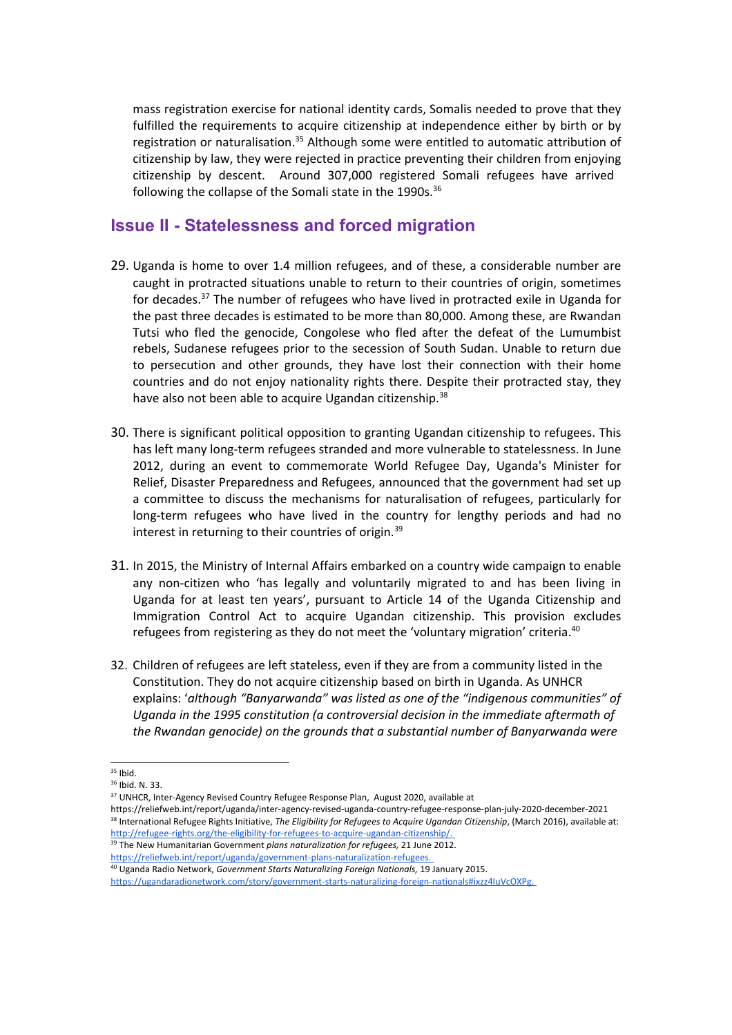mass registration exercise for national identity cards, Somalis needed to prove that they fulfilled the requirements to acquire citizenship at independence either by birth or by registration or naturalisation.[35] Although some were entitled to automatic attribution of citizenship by law, they were rejected in practice preventing their children from enjoying citizenship by descent. Around 307,000 registered Somali refugees have arrived following the collapse of the Somali state in the 1990s.[36]

## Issue II - Statelessness and forced migration

29. Uganda is home to over 1.4 million refugees, and of these, a considerable number are caught in protracted situations unable to return to their countries of origin, sometimes for decades.[37] The number of refugees who have lived in protracted exile in Uganda for the past three decades is estimated to be more than 80,000. Among these, are Rwandan Tutsi who fled the genocide, Congolese who fled after the defeat of the Lumumbist rebels, Sudanese refugees prior to the secession of South Sudan. Unable to return due to persecution and other grounds, they have lost their connection with their home countries and do not enjoy nationality rights there. Despite their protracted stay, they have also not been able to acquire Ugandan citizenship.[38]

30. There is significant political opposition to granting Ugandan citizenship to refugees. This has left many long-term refugees stranded and more vulnerable to statelessness. In June 2012, during an event to commemorate World Refugee Day, Uganda's Minister for Relief, Disaster Preparedness and Refugees, announced that the government had set up a committee to discuss the mechanisms for naturalisation of refugees, particularly for long-term refugees who have lived in the country for lengthy periods and had no interest in returning to their countries of origin.[39]

31. In 2015, the Ministry of Internal Affairs embarked on a country wide campaign to enable any non-citizen who 'has legally and voluntarily migrated to and has been living in Uganda for at least ten years', pursuant to Article 14 of the Uganda Citizenship and Immigration Control Act to acquire Ugandan citizenship. This provision excludes refugees from registering as they do not meet the 'voluntary migration' criteria.[40]

32. Children of refugees are left stateless, even if they are from a community listed in the Constitution. They do not acquire citizenship based on birth in Uganda. As UNHCR explains: '*although "Banyarwanda" was listed as one of the "indigenous communities" of Uganda in the 1995 constitution (a controversial decision in the immediate aftermath of the Rwandan genocide) on the grounds that a substantial number of Banyarwanda were*

---

[35] Ibid.

[36] Ibid. N. 33.

[37] UNHCR, Inter-Agency Revised Country Refugee Response Plan, August 2020, available at https://reliefweb.int/report/uganda/inter-agency-revised-uganda-country-refugee-response-plan-july-2020-december-2021

[38] International Refugee Rights Initiative, *The Eligibility for Refugees to Acquire Ugandan Citizenship*, (March 2016), available at: http://refugee-rights.org/the-eligibility-for-refugees-to-acquire-ugandan-citizenship/.

[39] The New Humanitarian Government *plans naturalization for refugees,* 21 June 2012. https://reliefweb.int/report/uganda/government-plans-naturalization-refugees.

[40] Uganda Radio Network, *Government Starts Naturalizing Foreign Nationals,* 19 January 2015. https://ugandaradionetwork.com/story/government-starts-naturalizing-foreign-nationals#ixzz4IuVcOXPg.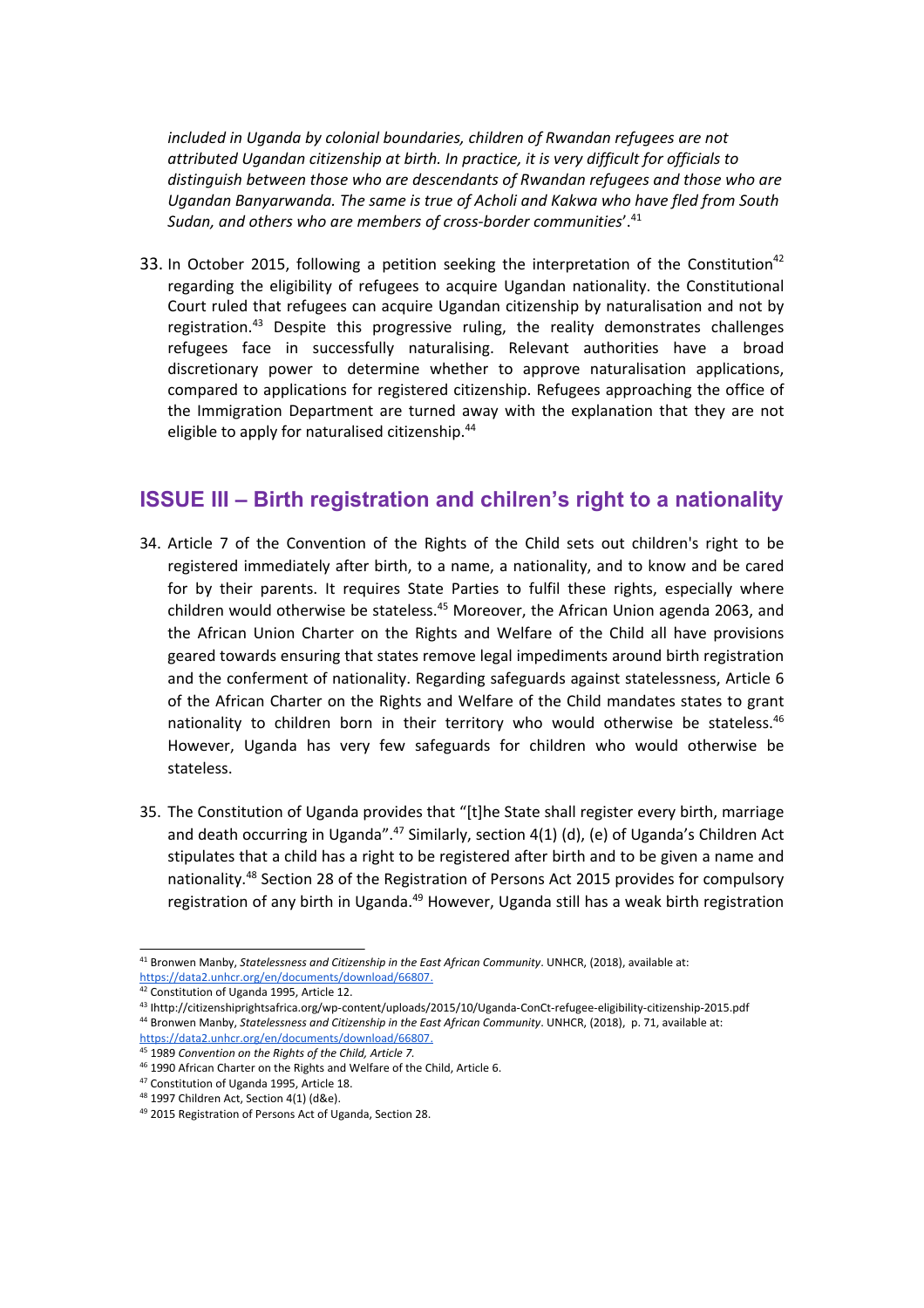*included in Uganda by colonial boundaries, children of Rwandan refugees are not attributed Ugandan citizenship at birth. In practice, it is very difficult for officials to distinguish between those who are descendants of Rwandan refugees and those who are Ugandan Banyarwanda. The same is true of Acholi and Kakwa who have fled from South Sudan, and others who are members of cross-border communities*'.[41]

33. In October 2015, following a petition seeking the interpretation of the Constitution[42] regarding the eligibility of refugees to acquire Ugandan nationality. the Constitutional Court ruled that refugees can acquire Ugandan citizenship by naturalisation and not by registration.[43] Despite this progressive ruling, the reality demonstrates challenges refugees face in successfully naturalising. Relevant authorities have a broad discretionary power to determine whether to approve naturalisation applications, compared to applications for registered citizenship. Refugees approaching the office of the Immigration Department are turned away with the explanation that they are not eligible to apply for naturalised citizenship.[44]

## ISSUE III – Birth registration and chilren's right to a nationality

34. Article 7 of the Convention of the Rights of the Child sets out children's right to be registered immediately after birth, to a name, a nationality, and to know and be cared for by their parents. It requires State Parties to fulfil these rights, especially where children would otherwise be stateless.[45] Moreover, the African Union agenda 2063, and the African Union Charter on the Rights and Welfare of the Child all have provisions geared towards ensuring that states remove legal impediments around birth registration and the conferment of nationality. Regarding safeguards against statelessness, Article 6 of the African Charter on the Rights and Welfare of the Child mandates states to grant nationality to children born in their territory who would otherwise be stateless.[46] However, Uganda has very few safeguards for children who would otherwise be stateless.

35. The Constitution of Uganda provides that "[t]he State shall register every birth, marriage and death occurring in Uganda".[47] Similarly, section 4(1) (d), (e) of Uganda's Children Act stipulates that a child has a right to be registered after birth and to be given a name and nationality.[48] Section 28 of the Registration of Persons Act 2015 provides for compulsory registration of any birth in Uganda.[49] However, Uganda still has a weak birth registration

---

[41] Bronwen Manby, *Statelessness and Citizenship in the East African Community*. UNHCR, (2018), available at: https://data2.unhcr.org/en/documents/download/66807.

[42] Constitution of Uganda 1995, Article 12.

[43] Ihttp://citizenshiprightsafrica.org/wp-content/uploads/2015/10/Uganda-ConCt-refugee-eligibility-citizenship-2015.pdf

[44] Bronwen Manby, *Statelessness and Citizenship in the East African Community*. UNHCR, (2018), p. 71, available at: https://data2.unhcr.org/en/documents/download/66807.

[45] 1989 *Convention on the Rights of the Child, Article 7.*

[46] 1990 African Charter on the Rights and Welfare of the Child, Article 6.

[47] Constitution of Uganda 1995, Article 18.

[48] 1997 Children Act, Section 4(1) (d&e).

[49] 2015 Registration of Persons Act of Uganda, Section 28.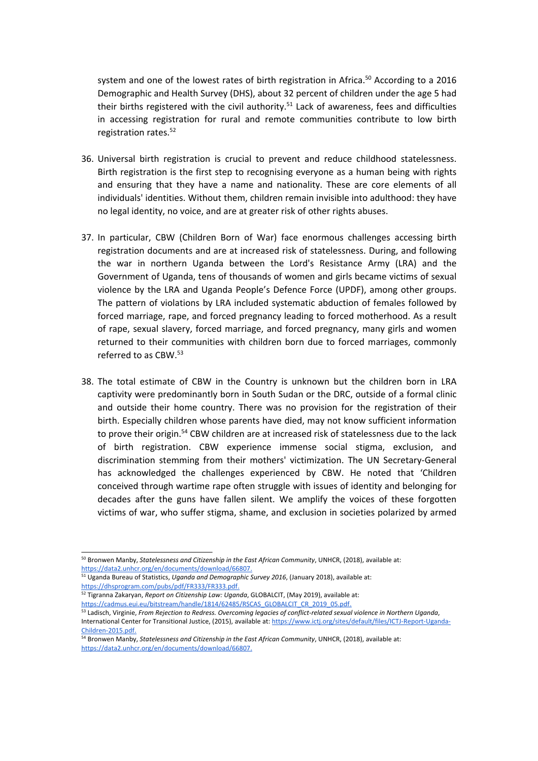system and one of the lowest rates of birth registration in Africa.[50] According to a 2016 Demographic and Health Survey (DHS), about 32 percent of children under the age 5 had their births registered with the civil authority.[51] Lack of awareness, fees and difficulties in accessing registration for rural and remote communities contribute to low birth registration rates.[52]

36. Universal birth registration is crucial to prevent and reduce childhood statelessness. Birth registration is the first step to recognising everyone as a human being with rights and ensuring that they have a name and nationality. These are core elements of all individuals' identities. Without them, children remain invisible into adulthood: they have no legal identity, no voice, and are at greater risk of other rights abuses.

37. In particular, CBW (Children Born of War) face enormous challenges accessing birth registration documents and are at increased risk of statelessness. During, and following the war in northern Uganda between the Lord's Resistance Army (LRA) and the Government of Uganda, tens of thousands of women and girls became victims of sexual violence by the LRA and Uganda People's Defence Force (UPDF), among other groups. The pattern of violations by LRA included systematic abduction of females followed by forced marriage, rape, and forced pregnancy leading to forced motherhood. As a result of rape, sexual slavery, forced marriage, and forced pregnancy, many girls and women returned to their communities with children born due to forced marriages, commonly referred to as CBW.[53]

38. The total estimate of CBW in the Country is unknown but the children born in LRA captivity were predominantly born in South Sudan or the DRC, outside of a formal clinic and outside their home country. There was no provision for the registration of their birth. Especially children whose parents have died, may not know sufficient information to prove their origin.[54] CBW children are at increased risk of statelessness due to the lack of birth registration. CBW experience immense social stigma, exclusion, and discrimination stemming from their mothers' victimization. The UN Secretary-General has acknowledged the challenges experienced by CBW. He noted that 'Children conceived through wartime rape often struggle with issues of identity and belonging for decades after the guns have fallen silent. We amplify the voices of these forgotten victims of war, who suffer stigma, shame, and exclusion in societies polarized by armed

---

[50] Bronwen Manby, *Statelessness and Citizenship in the East African Community*, UNHCR, (2018), available at: https://data2.unhcr.org/en/documents/download/66807.

[51] Uganda Bureau of Statistics, *Uganda and Demographic Survey 2016*, (January 2018), available at: https://dhsprogram.com/pubs/pdf/FR333/FR333.pdf.

[52] Tigranna Zakaryan, *Report on Citizenship Law: Uganda*, GLOBALCIT, (May 2019), available at: https://cadmus.eui.eu/bitstream/handle/1814/62485/RSCAS_GLOBALCIT_CR_2019_05.pdf.

[53] Ladisch, Virginie, *From Rejection to Redress. Overcoming legacies of conflict-related sexual violence in Northern Uganda*, International Center for Transitional Justice, (2015), available at: https://www.ictj.org/sites/default/files/ICTJ-Report-Uganda-Children-2015.pdf.

[54] Bronwen Manby, *Statelessness and Citizenship in the East African Community*, UNHCR, (2018), available at: https://data2.unhcr.org/en/documents/download/66807.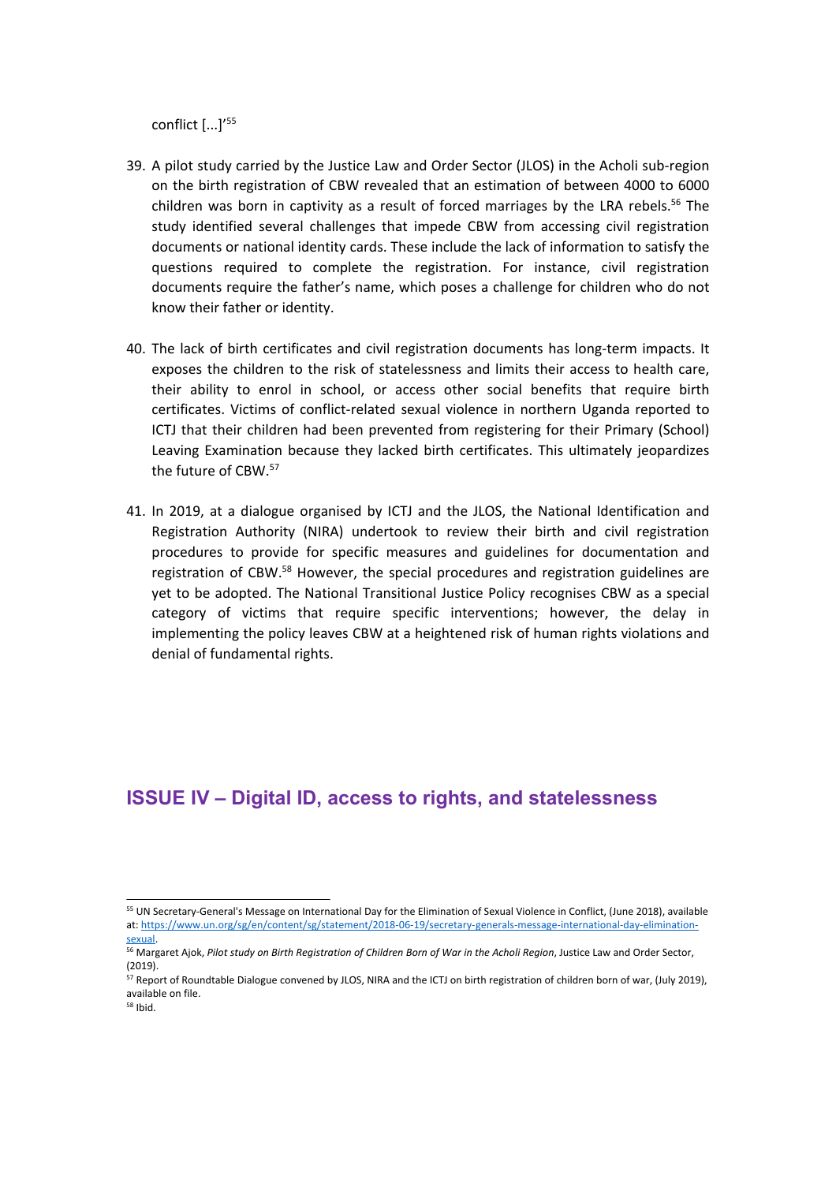conflict [...]'[55]

39. A pilot study carried by the Justice Law and Order Sector (JLOS) in the Acholi sub-region on the birth registration of CBW revealed that an estimation of between 4000 to 6000 children was born in captivity as a result of forced marriages by the LRA rebels.[56] The study identified several challenges that impede CBW from accessing civil registration documents or national identity cards. These include the lack of information to satisfy the questions required to complete the registration. For instance, civil registration documents require the father's name, which poses a challenge for children who do not know their father or identity.

40. The lack of birth certificates and civil registration documents has long-term impacts. It exposes the children to the risk of statelessness and limits their access to health care, their ability to enrol in school, or access other social benefits that require birth certificates. Victims of conflict-related sexual violence in northern Uganda reported to ICTJ that their children had been prevented from registering for their Primary (School) Leaving Examination because they lacked birth certificates. This ultimately jeopardizes the future of CBW.[57]

41. In 2019, at a dialogue organised by ICTJ and the JLOS, the National Identification and Registration Authority (NIRA) undertook to review their birth and civil registration procedures to provide for specific measures and guidelines for documentation and registration of CBW.[58] However, the special procedures and registration guidelines are yet to be adopted. The National Transitional Justice Policy recognises CBW as a special category of victims that require specific interventions; however, the delay in implementing the policy leaves CBW at a heightened risk of human rights violations and denial of fundamental rights.

## ISSUE IV – Digital ID, access to rights, and statelessness

---

[55] UN Secretary-General's Message on International Day for the Elimination of Sexual Violence in Conflict, (June 2018), available at: https://www.un.org/sg/en/content/sg/statement/2018-06-19/secretary-generals-message-international-day-elimination-sexual.

[56] Margaret Ajok, *Pilot study on Birth Registration of Children Born of War in the Acholi Region*, Justice Law and Order Sector, (2019).

[57] Report of Roundtable Dialogue convened by JLOS, NIRA and the ICTJ on birth registration of children born of war, (July 2019), available on file.

[58] Ibid.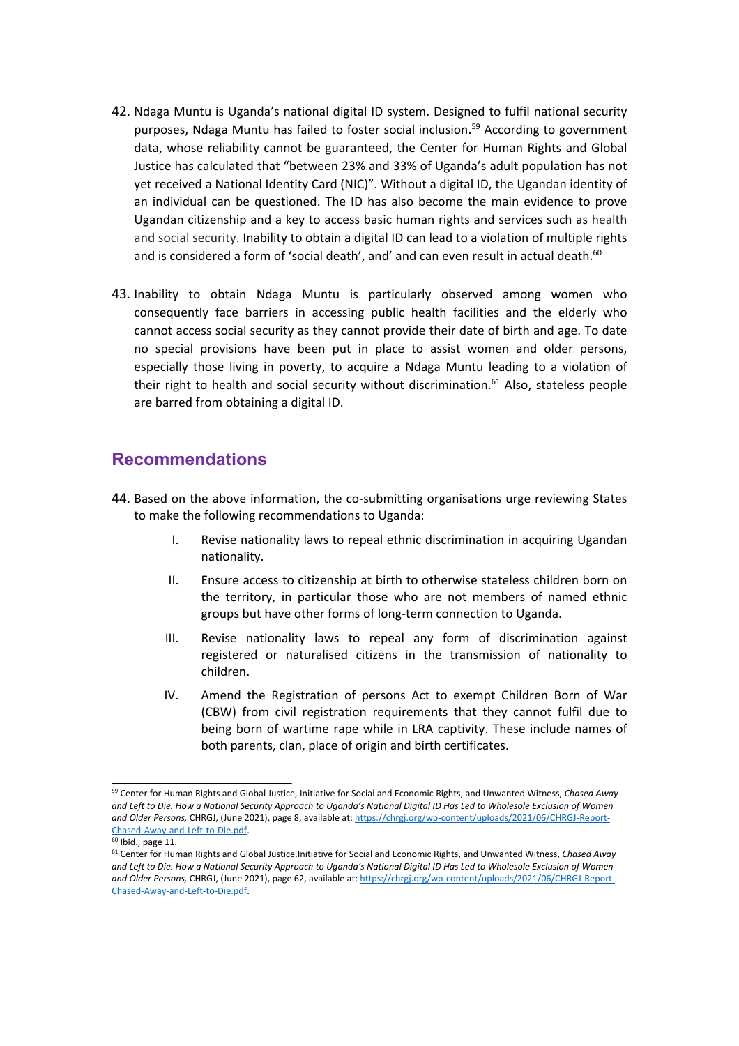42. Ndaga Muntu is Uganda's national digital ID system. Designed to fulfil national security purposes, Ndaga Muntu has failed to foster social inclusion.[59] According to government data, whose reliability cannot be guaranteed, the Center for Human Rights and Global Justice has calculated that "between 23% and 33% of Uganda's adult population has not yet received a National Identity Card (NIC)". Without a digital ID, the Ugandan identity of an individual can be questioned. The ID has also become the main evidence to prove Ugandan citizenship and a key to access basic human rights and services such as health and social security. Inability to obtain a digital ID can lead to a violation of multiple rights and is considered a form of 'social death', and' and can even result in actual death.[60]

43. Inability to obtain Ndaga Muntu is particularly observed among women who consequently face barriers in accessing public health facilities and the elderly who cannot access social security as they cannot provide their date of birth and age. To date no special provisions have been put in place to assist women and older persons, especially those living in poverty, to acquire a Ndaga Muntu leading to a violation of their right to health and social security without discrimination.[61] Also, stateless people are barred from obtaining a digital ID.

## Recommendations

44. Based on the above information, the co-submitting organisations urge reviewing States to make the following recommendations to Uganda:

    I. Revise nationality laws to repeal ethnic discrimination in acquiring Ugandan nationality.

    II. Ensure access to citizenship at birth to otherwise stateless children born on the territory, in particular those who are not members of named ethnic groups but have other forms of long-term connection to Uganda.

    III. Revise nationality laws to repeal any form of discrimination against registered or naturalised citizens in the transmission of nationality to children.

    IV. Amend the Registration of persons Act to exempt Children Born of War (CBW) from civil registration requirements that they cannot fulfil due to being born of wartime rape while in LRA captivity. These include names of both parents, clan, place of origin and birth certificates.

---

[59] Center for Human Rights and Global Justice, Initiative for Social and Economic Rights, and Unwanted Witness, *Chased Away and Left to Die. How a National Security Approach to Uganda's National Digital ID Has Led to Wholesole Exclusion of Women and Older Persons,* CHRGJ, (June 2021), page 8, available at: https://chrgj.org/wp-content/uploads/2021/06/CHRGJ-Report-Chased-Away-and-Left-to-Die.pdf.

[60] Ibid., page 11.

[61] Center for Human Rights and Global Justice,Initiative for Social and Economic Rights, and Unwanted Witness, *Chased Away and Left to Die. How a National Security Approach to Uganda's National Digital ID Has Led to Wholesole Exclusion of Women and Older Persons,* CHRGJ, (June 2021), page 62, available at: https://chrgj.org/wp-content/uploads/2021/06/CHRGJ-Report-Chased-Away-and-Left-to-Die.pdf.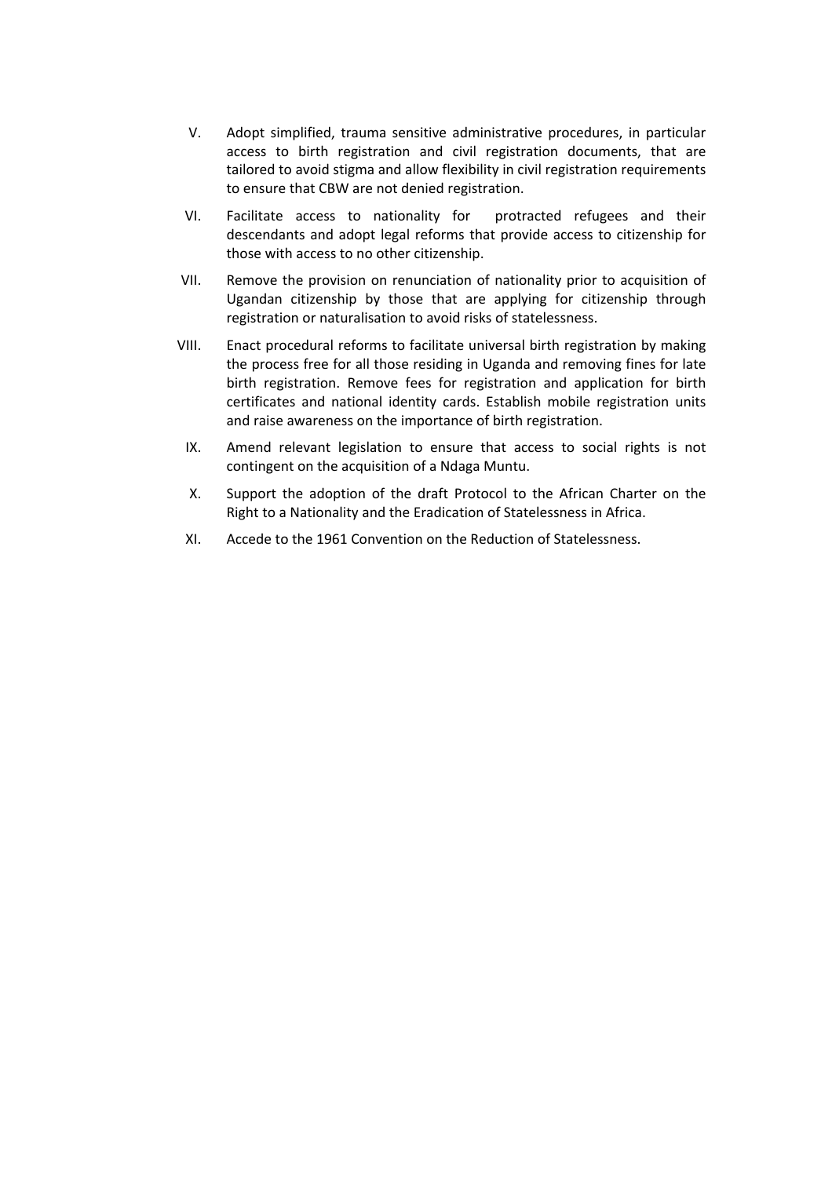V. Adopt simplified, trauma sensitive administrative procedures, in particular access to birth registration and civil registration documents, that are tailored to avoid stigma and allow flexibility in civil registration requirements to ensure that CBW are not denied registration.

VI. Facilitate access to nationality for protracted refugees and their descendants and adopt legal reforms that provide access to citizenship for those with access to no other citizenship.

VII. Remove the provision on renunciation of nationality prior to acquisition of Ugandan citizenship by those that are applying for citizenship through registration or naturalisation to avoid risks of statelessness.

VIII. Enact procedural reforms to facilitate universal birth registration by making the process free for all those residing in Uganda and removing fines for late birth registration. Remove fees for registration and application for birth certificates and national identity cards. Establish mobile registration units and raise awareness on the importance of birth registration.

IX. Amend relevant legislation to ensure that access to social rights is not contingent on the acquisition of a Ndaga Muntu.

X. Support the adoption of the draft Protocol to the African Charter on the Right to a Nationality and the Eradication of Statelessness in Africa.

XI. Accede to the 1961 Convention on the Reduction of Statelessness.